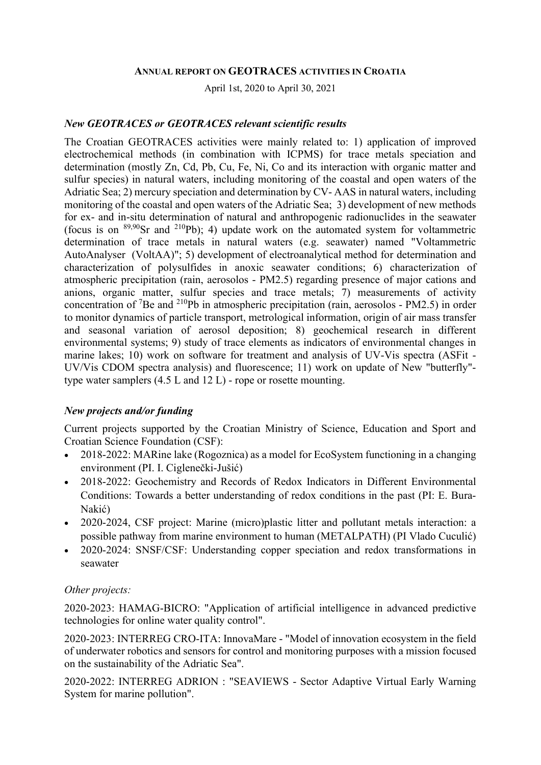# ANNUAL REPORT ON GEOTRACES ACTIVITIES IN CROATIA

April 1st, 2020 to April 30, 2021

### *New GEOTRACES or GEOTRACES relevant scientific results*

The Croatian GEOTRACES activities were mainly related to: 1) application of improved electrochemical methods (in combination with ICPMS) for trace metals speciation and determination (mostly Zn, Cd, Pb, Cu, Fe, Ni, Co and its interaction with organic matter and sulfur species) in natural waters, including monitoring of the coastal and open waters of the Adriatic Sea; 2) mercury speciation and determination by CV- AAS in natural waters, including monitoring of the coastal and open waters of the Adriatic Sea; 3) development of new methods for ex- and in-situ determination of natural and anthropogenic radionuclides in the seawater (focus is on $^{89,90}$Sr and $^{210}$Pb); 4) update work on the automated system for voltammetric determination of trace metals in natural waters (e.g. seawater) named "Voltammetric AutoAnalyser (VoltAA)"; 5) development of electroanalytical method for determination and characterization of polysulfides in anoxic seawater conditions; 6) characterization of atmospheric precipitation (rain, aerosolos - PM2.5) regarding presence of major cations and anions, organic matter, sulfur species and trace metals; 7) measurements of activity concentration of $^{7}$Be and $^{210}$Pb in atmospheric precipitation (rain, aerosolos - PM2.5) in order to monitor dynamics of particle transport, metrological information, origin of air mass transfer and seasonal variation of aerosol deposition; 8) geochemical research in different environmental systems; 9) study of trace elements as indicators of environmental changes in marine lakes; 10) work on software for treatment and analysis of UV-Vis spectra (ASFit - UV/Vis CDOM spectra analysis) and fluorescence; 11) work on update of New "butterfly"-type water samplers (4.5 L and 12 L) - rope or rosette mounting.

### *New projects and/or funding*

Current projects supported by the Croatian Ministry of Science, Education and Sport and Croatian Science Foundation (CSF):

- 2018-2022: MARine lake (Rogoznica) as a model for EcoSystem functioning in a changing environment (PI. I. Ciglenečki-Jušić)
- 2018-2022: Geochemistry and Records of Redox Indicators in Different Environmental Conditions: Towards a better understanding of redox conditions in the past (PI: E. Bura-Nakić)
- 2020-2024, CSF project: Marine (micro)plastic litter and pollutant metals interaction: a possible pathway from marine environment to human (METALPATH) (PI Vlado Cuculić)
- 2020-2024: SNSF/CSF: Understanding copper speciation and redox transformations in seawater

*Other projects:*

2020-2023: HAMAG-BICRO: "Application of artificial intelligence in advanced predictive technologies for online water quality control".

2020-2023: INTERREG CRO-ITA: InnovaMare - "Model of innovation ecosystem in the field of underwater robotics and sensors for control and monitoring purposes with a mission focused on the sustainability of the Adriatic Sea".

2020-2022: INTERREG ADRION : "SEAVIEWS - Sector Adaptive Virtual Early Warning System for marine pollution".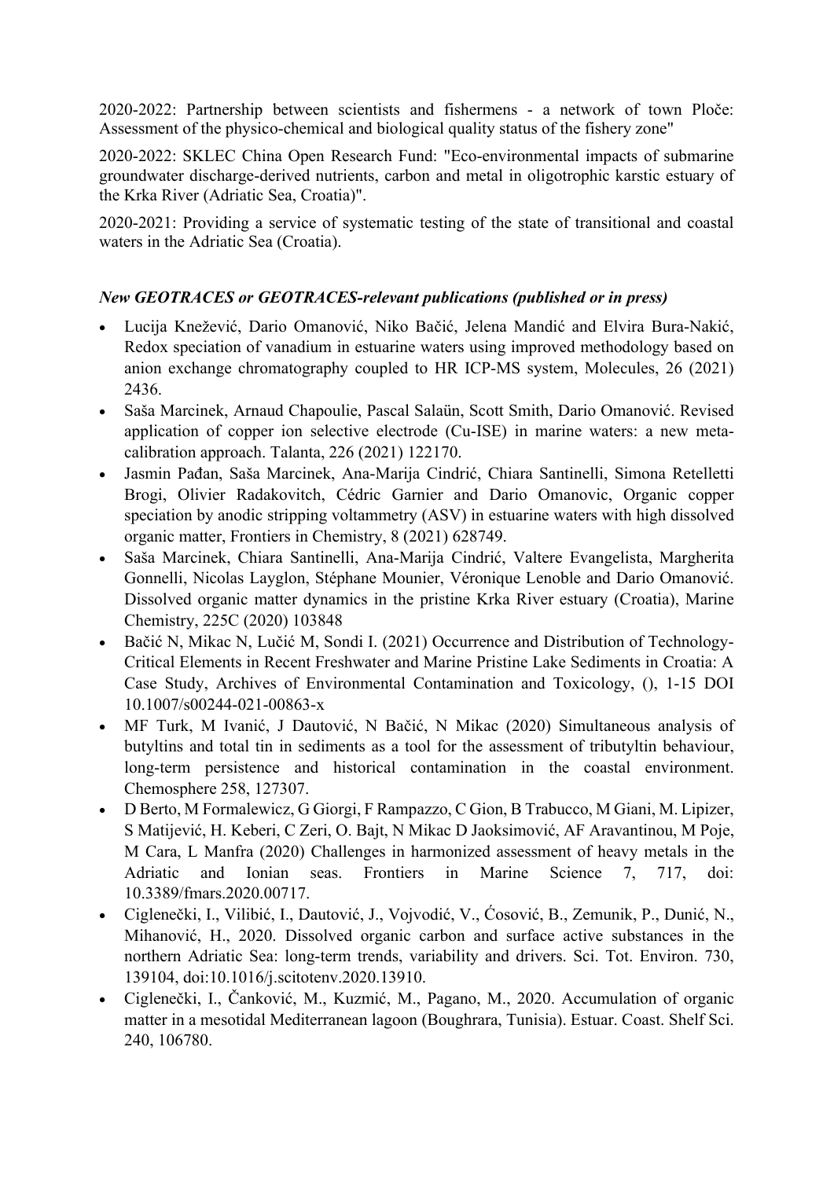2020-2022: Partnership between scientists and fishermens - a network of town Ploče: Assessment of the physico-chemical and biological quality status of the fishery zone"

2020-2022: SKLEC China Open Research Fund: "Eco-environmental impacts of submarine groundwater discharge-derived nutrients, carbon and metal in oligotrophic karstic estuary of the Krka River (Adriatic Sea, Croatia)".

2020-2021: Providing a service of systematic testing of the state of transitional and coastal waters in the Adriatic Sea (Croatia).

### *New GEOTRACES or GEOTRACES-relevant publications (published or in press)*

- Lucija Knežević, Dario Omanović, Niko Bačić, Jelena Mandić and Elvira Bura-Nakić, Redox speciation of vanadium in estuarine waters using improved methodology based on anion exchange chromatography coupled to HR ICP-MS system, Molecules, 26 (2021) 2436.
- Saša Marcinek, Arnaud Chapoulie, Pascal Salaün, Scott Smith, Dario Omanović. Revised application of copper ion selective electrode (Cu-ISE) in marine waters: a new meta-calibration approach. Talanta, 226 (2021) 122170.
- Jasmin Pađan, Saša Marcinek, Ana-Marija Cindrić, Chiara Santinelli, Simona Retelletti Brogi, Olivier Radakovitch, Cédric Garnier and Dario Omanovic, Organic copper speciation by anodic stripping voltammetry (ASV) in estuarine waters with high dissolved organic matter, Frontiers in Chemistry, 8 (2021) 628749.
- Saša Marcinek, Chiara Santinelli, Ana-Marija Cindrić, Valtere Evangelista, Margherita Gonnelli, Nicolas Layglon, Stéphane Mounier, Véronique Lenoble and Dario Omanović. Dissolved organic matter dynamics in the pristine Krka River estuary (Croatia), Marine Chemistry, 225C (2020) 103848
- Bačić N, Mikac N, Lučić M, Sondi I. (2021) Occurrence and Distribution of Technology-Critical Elements in Recent Freshwater and Marine Pristine Lake Sediments in Croatia: A Case Study, Archives of Environmental Contamination and Toxicology, (), 1-15 DOI 10.1007/s00244-021-00863-x
- MF Turk, M Ivanić, J Dautović, N Bačić, N Mikac (2020) Simultaneous analysis of butyltins and total tin in sediments as a tool for the assessment of tributyltin behaviour, long-term persistence and historical contamination in the coastal environment. Chemosphere 258, 127307.
- D Berto, M Formalewicz, G Giorgi, F Rampazzo, C Gion, B Trabucco, M Giani, M. Lipizer, S Matijević, H. Keberi, C Zeri, O. Bajt, N Mikac D Jaoksimović, AF Aravantinou, M Poje, M Cara, L Manfra (2020) Challenges in harmonized assessment of heavy metals in the Adriatic and Ionian seas. Frontiers in Marine Science 7, 717, doi: 10.3389/fmars.2020.00717.
- Ciglenečki, I., Vilibić, I., Dautović, J., Vojvodić, V., Ćosović, B., Zemunik, P., Dunić, N., Mihanović, H., 2020. Dissolved organic carbon and surface active substances in the northern Adriatic Sea: long-term trends, variability and drivers. Sci. Tot. Environ. 730, 139104, doi:10.1016/j.scitotenv.2020.13910.
- Ciglenečki, I., Čanković, M., Kuzmić, M., Pagano, M., 2020. Accumulation of organic matter in a mesotidal Mediterranean lagoon (Boughrara, Tunisia). Estuar. Coast. Shelf Sci. 240, 106780.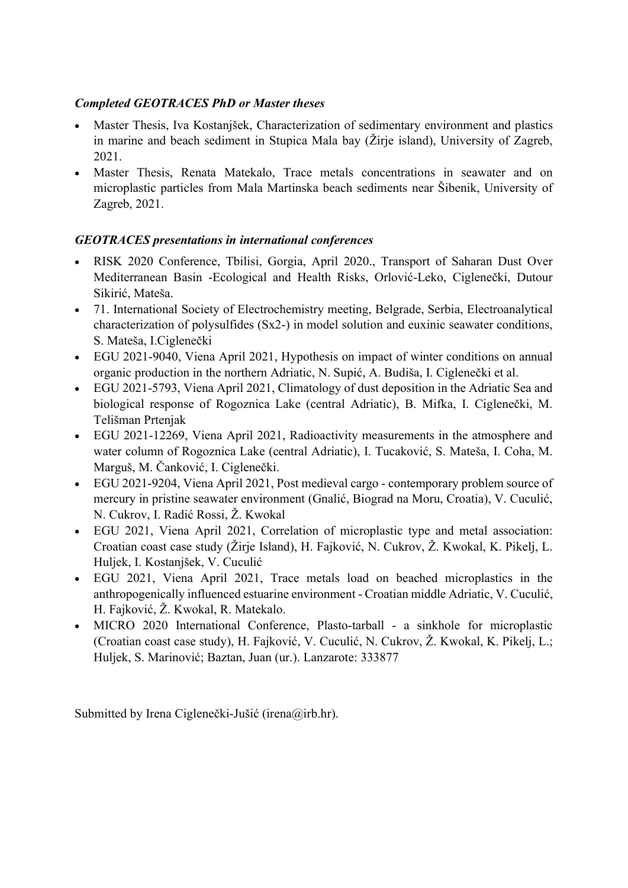***Completed GEOTRACES PhD or Master theses***

- Master Thesis, Iva Kostanjšek, Characterization of sedimentary environment and plastics in marine and beach sediment in Stupica Mala bay (Žirje island), University of Zagreb, 2021.
- Master Thesis, Renata Matekalo, Trace metals concentrations in seawater and on microplastic particles from Mala Martinska beach sediments near Šibenik, University of Zagreb, 2021.

***GEOTRACES presentations in international conferences***

- RISK 2020 Conference, Tbilisi, Gorgia, April 2020., Transport of Saharan Dust Over Mediterranean Basin -Ecological and Health Risks, Orlović-Leko, Ciglenečki, Dutour Sikirić, Mateša.
- 71. International Society of Electrochemistry meeting, Belgrade, Serbia, Electroanalytical characterization of polysulfides (Sx2-) in model solution and euxinic seawater conditions, S. Mateša, I.Ciglenečki
- EGU 2021-9040, Viena April 2021, Hypothesis on impact of winter conditions on annual organic production in the northern Adriatic, N. Supić, A. Budiša, I. Ciglenečki et al.
- EGU 2021-5793, Viena April 2021, Climatology of dust deposition in the Adriatic Sea and biological response of Rogoznica Lake (central Adriatic), B. Mifka, I. Ciglenečki, M. Telišman Prtenjak
- EGU 2021-12269, Viena April 2021, Radioactivity measurements in the atmosphere and water column of Rogoznica Lake (central Adriatic), I. Tucaković, S. Mateša, I. Coha, M. Marguš, M. Čanković, I. Ciglenečki.
- EGU 2021-9204, Viena April 2021, Post medieval cargo - contemporary problem source of mercury in pristine seawater environment (Gnalić, Biograd na Moru, Croatia), V. Cuculić, N. Cukrov, I. Radić Rossi, Ž. Kwokal
- EGU 2021, Viena April 2021, Correlation of microplastic type and metal association: Croatian coast case study (Žirje Island), H. Fajković, N. Cukrov, Ž. Kwokal, K. Pikelj, L. Huljek, I. Kostanjšek, V. Cuculić
- EGU 2021, Viena April 2021, Trace metals load on beached microplastics in the anthropogenically influenced estuarine environment - Croatian middle Adriatic, V. Cuculić, H. Fajković, Ž. Kwokal, R. Matekalo.
- MICRO 2020 International Conference, Plasto-tarball - a sinkhole for microplastic (Croatian coast case study), H. Fajković, V. Cuculić, N. Cukrov, Ž. Kwokal, K. Pikelj, L.; Huljek, S. Marinović; Baztan, Juan (ur.). Lanzarote: 333877

Submitted by Irena Ciglenečki-Jušić (irena@irb.hr).